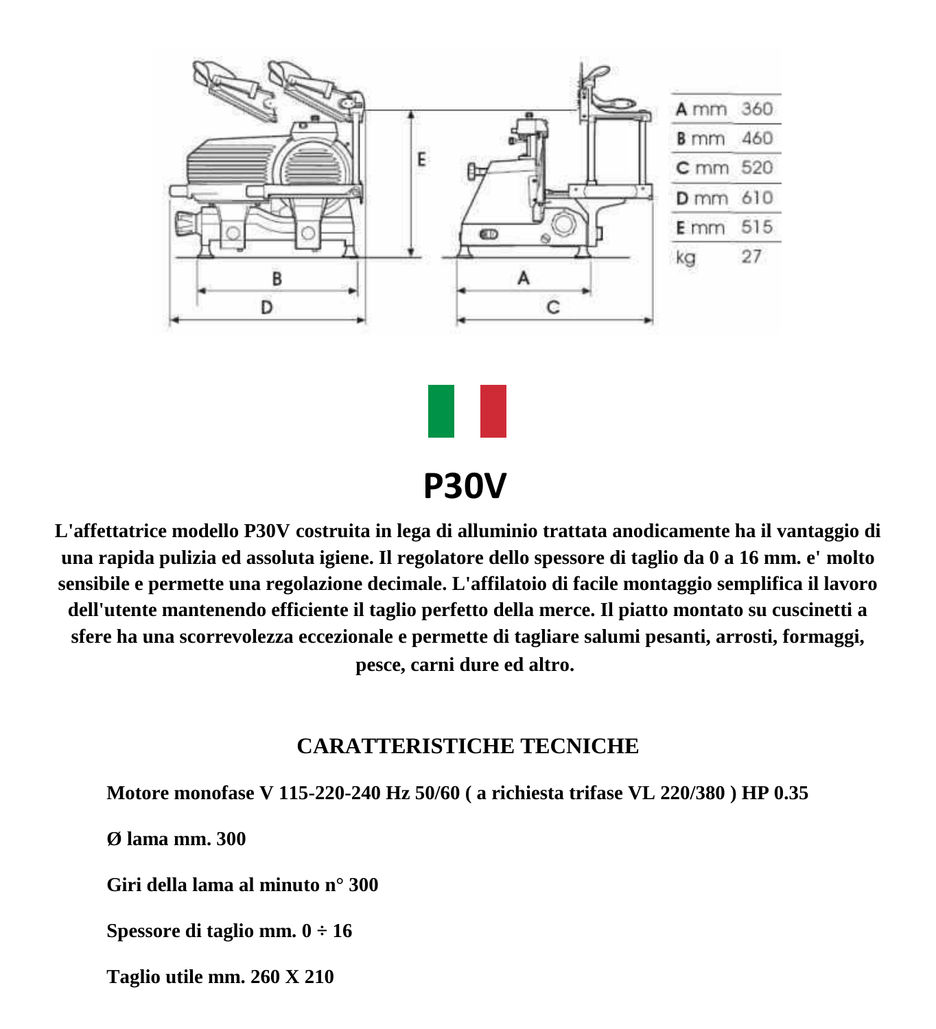| | |
|---|---|
| A mm | 360 |
| B mm | 460 |
| C mm | 520 |
| D mm | 610 |
| E mm | 515 |
| kg | 27 |

# P30V

**L'affettatrice modello P30V costruita in lega di alluminio trattata anodicamente ha il vantaggio di una rapida pulizia ed assoluta igiene. Il regolatore dello spessore di taglio da 0 a 16 mm. e' molto sensibile e permette una regolazione decimale. L'affilatoio di facile montaggio semplifica il lavoro dell'utente mantenendo efficiente il taglio perfetto della merce. Il piatto montato su cuscinetti a sfere ha una scorrevolezza eccezionale e permette di tagliare salumi pesanti, arrosti, formaggi, pesce, carni dure ed altro.**

## CARATTERISTICHE TECNICHE

**Motore monofase V 115-220-240 Hz 50/60 ( a richiesta trifase VL 220/380 ) HP 0.35**

**Ø lama mm. 300**

**Giri della lama al minuto n° 300**

**Spessore di taglio mm. 0 ÷ 16**

**Taglio utile mm. 260 X 210**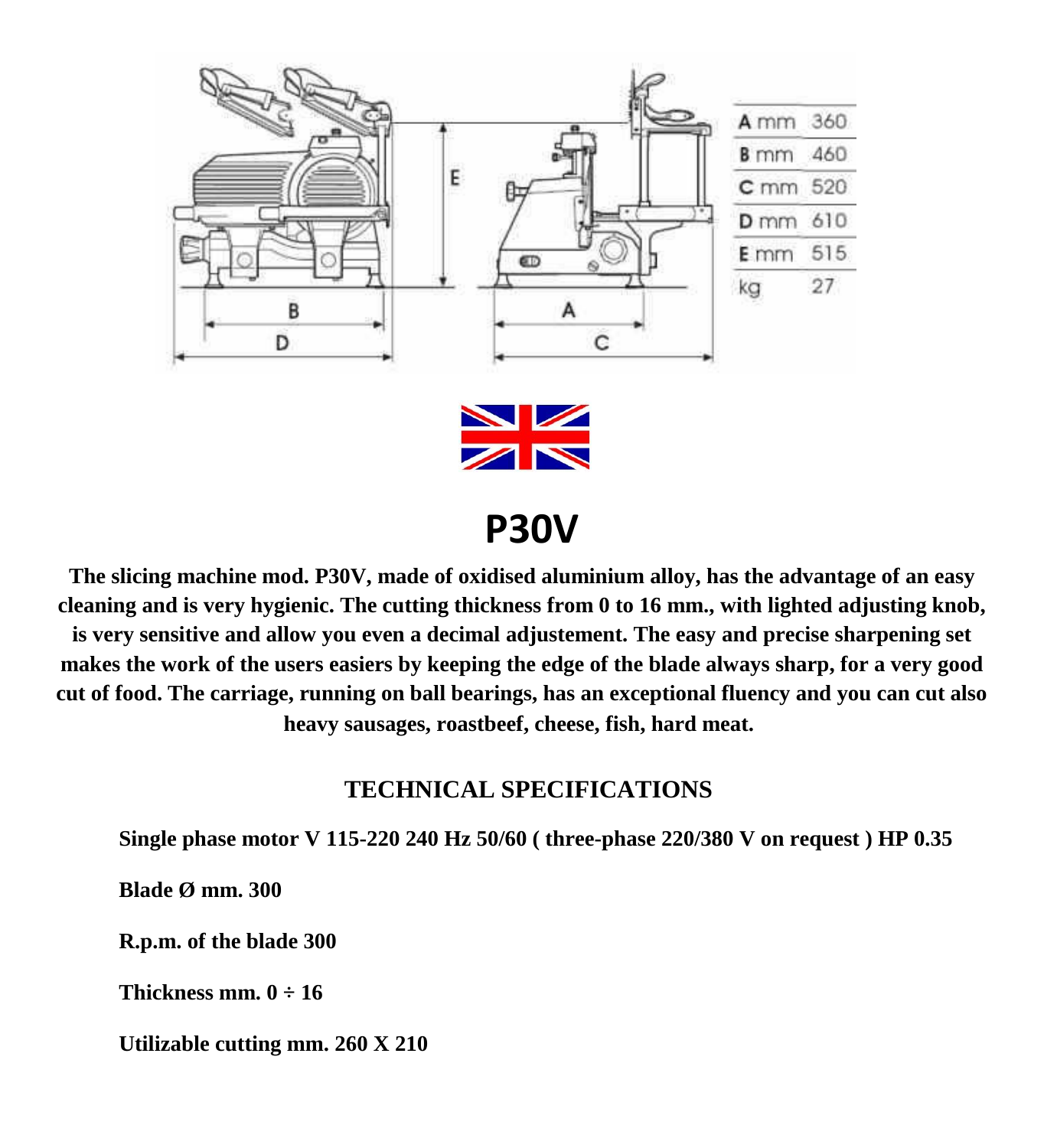| | | |
|---|---|---|
| A | mm | 360 |
| B | mm | 460 |
| C | mm | 520 |
| D | mm | 610 |
| E | mm | 515 |
| kg | | 27 |

# P30V

**The slicing machine mod. P30V, made of oxidised aluminium alloy, has the advantage of an easy cleaning and is very hygienic. The cutting thickness from 0 to 16 mm., with lighted adjusting knob, is very sensitive and allow you even a decimal adjustement. The easy and precise sharpening set makes the work of the users easiers by keeping the edge of the blade always sharp, for a very good cut of food. The carriage, running on ball bearings, has an exceptional fluency and you can cut also heavy sausages, roastbeef, cheese, fish, hard meat.**

## TECHNICAL SPECIFICATIONS

**Single phase motor V 115-220 240 Hz 50/60 ( three-phase 220/380 V on request ) HP 0.35**

**Blade Ø mm. 300**

**R.p.m. of the blade 300**

**Thickness mm. 0 ÷ 16**

**Utilizable cutting mm. 260 X 210**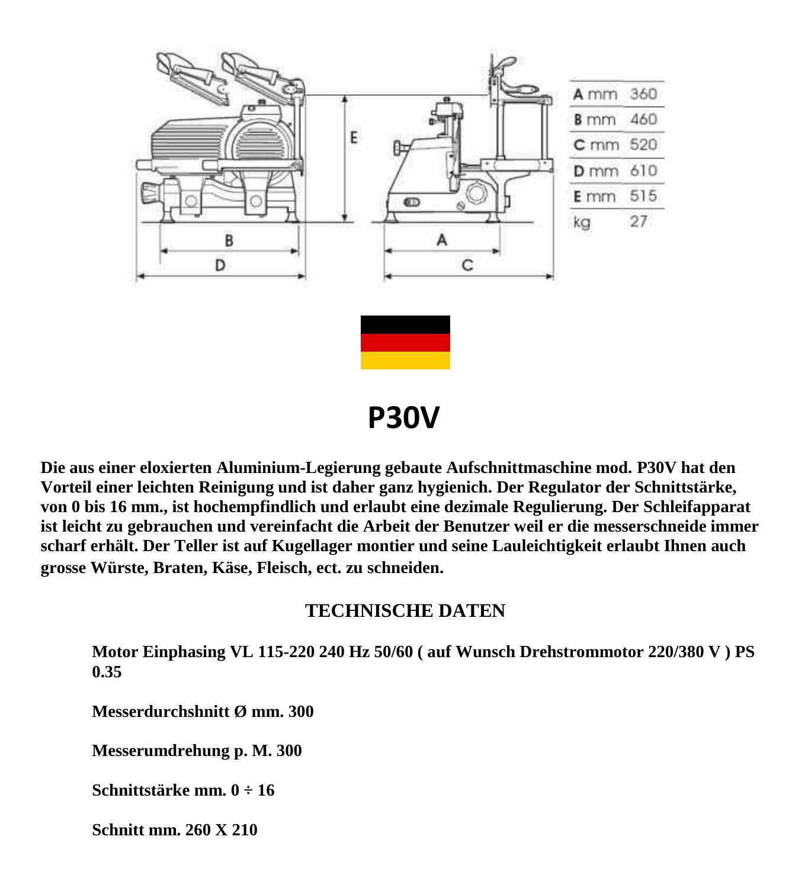| | |
|---|---|
| A mm | 360 |
| B mm | 460 |
| C mm | 520 |
| D mm | 610 |
| E mm | 515 |
| kg | 27 |

# P30V

**Die aus einer eloxierten Aluminium-Legierung gebaute Aufschnittmaschine mod. P30V hat den Vorteil einer leichten Reinigung und ist daher ganz hygienich. Der Regulator der Schnittstärke, von 0 bis 16 mm., ist hochempfindlich und erlaubt eine dezimale Regulierung. Der Schleifapparat ist leicht zu gebrauchen und vereinfacht die Arbeit der Benutzer weil er die messerschneide immer scharf erhält. Der Teller ist auf Kugellager montier und seine Lauleichtigkeit erlaubt Ihnen auch grosse Würste, Braten, Käse, Fleisch, ect. zu schneiden.**

## TECHNISCHE DATEN

**Motor Einphasing VL 115-220 240 Hz 50/60 ( auf Wunsch Drehstrommotor 220/380 V ) PS 0.35**

**Messerdurchshnitt Ø mm. 300**

**Messerumdrehung p. M. 300**

**Schnittstärke mm. 0 ÷ 16**

**Schnitt mm. 260 X 210**